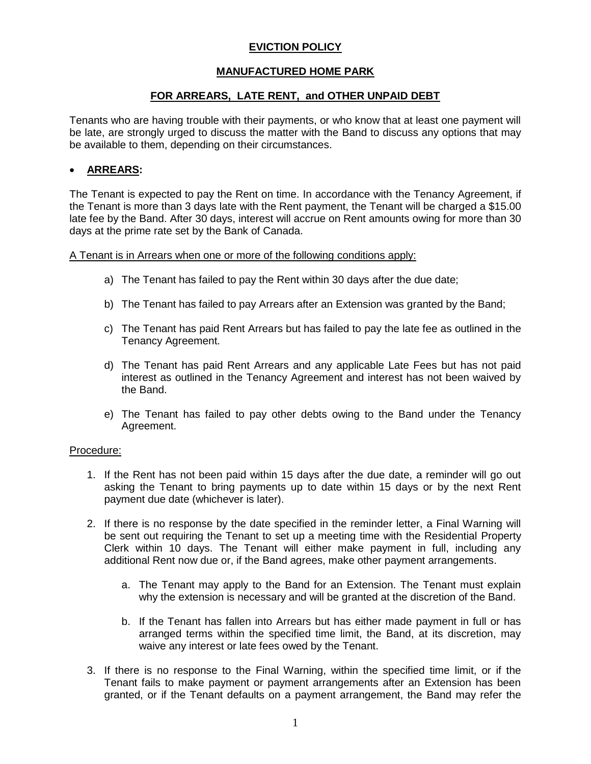# EVICTION POLICY

## MANUFACTURED HOME PARK

## FOR ARREARS, LATE RENT, and OTHER UNPAID DEBT

Tenants who are having trouble with their payments, or who know that at least one payment will be late, are strongly urged to discuss the matter with the Band to discuss any options that may be available to them, depending on their circumstances.

- **ARREARS:**

The Tenant is expected to pay the Rent on time. In accordance with the Tenancy Agreement, if the Tenant is more than 3 days late with the Rent payment, the Tenant will be charged a $15.00 late fee by the Band. After 30 days, interest will accrue on Rent amounts owing for more than 30 days at the prime rate set by the Bank of Canada.

A Tenant is in Arrears when one or more of the following conditions apply:

a) The Tenant has failed to pay the Rent within 30 days after the due date;

b) The Tenant has failed to pay Arrears after an Extension was granted by the Band;

c) The Tenant has paid Rent Arrears but has failed to pay the late fee as outlined in the Tenancy Agreement.

d) The Tenant has paid Rent Arrears and any applicable Late Fees but has not paid interest as outlined in the Tenancy Agreement and interest has not been waived by the Band.

e) The Tenant has failed to pay other debts owing to the Band under the Tenancy Agreement.

Procedure:

1. If the Rent has not been paid within 15 days after the due date, a reminder will go out asking the Tenant to bring payments up to date within 15 days or by the next Rent payment due date (whichever is later).

2. If there is no response by the date specified in the reminder letter, a Final Warning will be sent out requiring the Tenant to set up a meeting time with the Residential Property Clerk within 10 days. The Tenant will either make payment in full, including any additional Rent now due or, if the Band agrees, make other payment arrangements.

   a. The Tenant may apply to the Band for an Extension. The Tenant must explain why the extension is necessary and will be granted at the discretion of the Band.

   b. If the Tenant has fallen into Arrears but has either made payment in full or has arranged terms within the specified time limit, the Band, at its discretion, may waive any interest or late fees owed by the Tenant.

3. If there is no response to the Final Warning, within the specified time limit, or if the Tenant fails to make payment or payment arrangements after an Extension has been granted, or if the Tenant defaults on a payment arrangement, the Band may refer the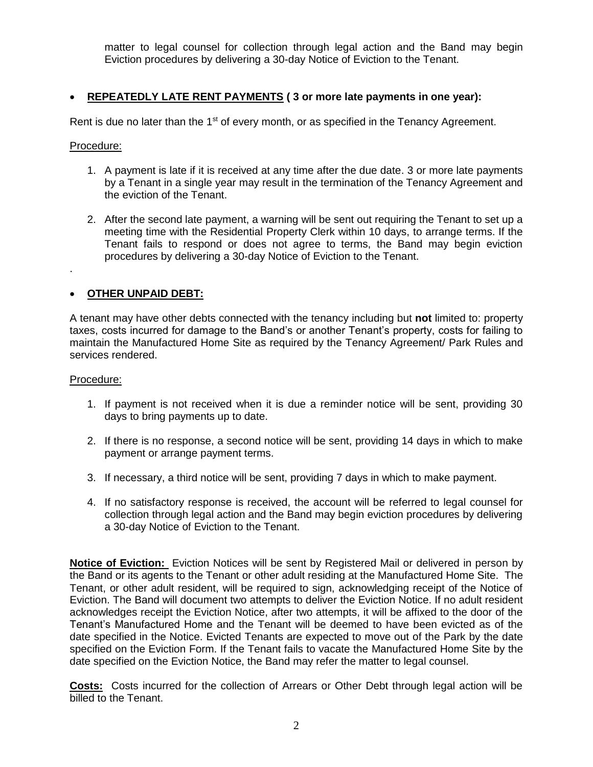matter to legal counsel for collection through legal action and the Band may begin Eviction procedures by delivering a 30-day Notice of Eviction to the Tenant.

- **<u>REPEATEDLY LATE RENT PAYMENTS</u> ( 3 or more late payments in one year):**

Rent is due no later than the 1st of every month, or as specified in the Tenancy Agreement.

<u>Procedure:</u>

1. A payment is late if it is received at any time after the due date. 3 or more late payments by a Tenant in a single year may result in the termination of the Tenancy Agreement and the eviction of the Tenant.

2. After the second late payment, a warning will be sent out requiring the Tenant to set up a meeting time with the Residential Property Clerk within 10 days, to arrange terms. If the Tenant fails to respond or does not agree to terms, the Band may begin eviction procedures by delivering a 30-day Notice of Eviction to the Tenant.

.

- **<u>OTHER UNPAID DEBT:</u>**

A tenant may have other debts connected with the tenancy including but **not** limited to: property taxes, costs incurred for damage to the Band's or another Tenant's property, costs for failing to maintain the Manufactured Home Site as required by the Tenancy Agreement/ Park Rules and services rendered.

<u>Procedure:</u>

1. If payment is not received when it is due a reminder notice will be sent, providing 30 days to bring payments up to date.

2. If there is no response, a second notice will be sent, providing 14 days in which to make payment or arrange payment terms.

3. If necessary, a third notice will be sent, providing 7 days in which to make payment.

4. If no satisfactory response is received, the account will be referred to legal counsel for collection through legal action and the Band may begin eviction procedures by delivering a 30-day Notice of Eviction to the Tenant.

**<u>Notice of Eviction:</u>** Eviction Notices will be sent by Registered Mail or delivered in person by the Band or its agents to the Tenant or other adult residing at the Manufactured Home Site. The Tenant, or other adult resident, will be required to sign, acknowledging receipt of the Notice of Eviction. The Band will document two attempts to deliver the Eviction Notice. If no adult resident acknowledges receipt the Eviction Notice, after two attempts, it will be affixed to the door of the Tenant's Manufactured Home and the Tenant will be deemed to have been evicted as of the date specified in the Notice. Evicted Tenants are expected to move out of the Park by the date specified on the Eviction Form. If the Tenant fails to vacate the Manufactured Home Site by the date specified on the Eviction Notice, the Band may refer the matter to legal counsel.

**<u>Costs:</u>** Costs incurred for the collection of Arrears or Other Debt through legal action will be billed to the Tenant.